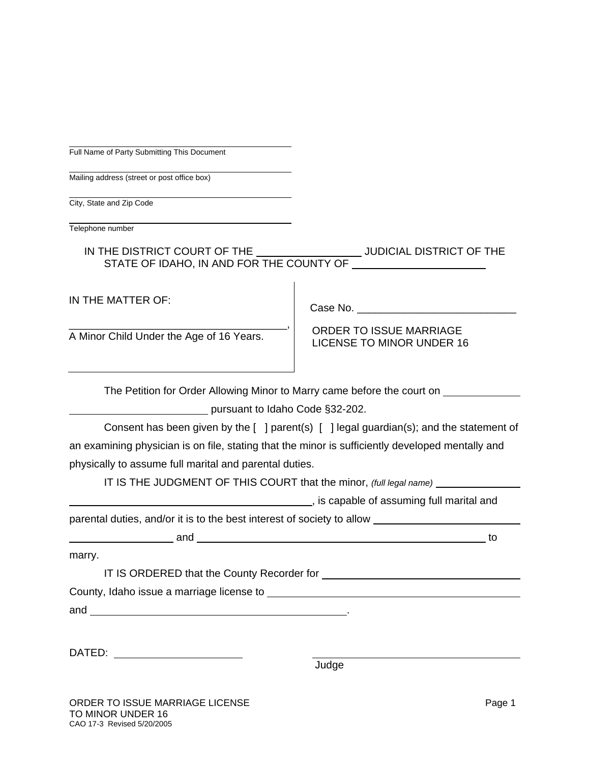\_\_\_\_\_\_\_\_\_\_\_\_\_\_\_\_\_\_\_\_\_\_\_\_\_\_\_\_\_\_\_\_\_\_\_\_\_\_\_\_
Full Name of Party Submitting This Document

\_\_\_\_\_\_\_\_\_\_\_\_\_\_\_\_\_\_\_\_\_\_\_\_\_\_\_\_\_\_\_\_\_\_\_\_\_\_\_\_
Mailing address (street or post office box)

\_\_\_\_\_\_\_\_\_\_\_\_\_\_\_\_\_\_\_\_\_\_\_\_\_\_\_\_\_\_\_\_\_\_\_\_\_\_\_\_
City, State and Zip Code

\_\_\_\_\_\_\_\_\_\_\_\_\_\_\_\_\_\_\_\_\_\_\_\_\_\_\_\_\_\_\_\_\_\_\_\_\_\_\_\_
Telephone number

IN THE DISTRICT COURT OF THE \_\_\_\_\_\_\_\_\_\_\_\_\_\_\_\_ JUDICIAL DISTRICT OF THE STATE OF IDAHO, IN AND FOR THE COUNTY OF \_\_\_\_\_\_\_\_\_\_\_\_\_\_\_\_\_\_\_\_

IN THE MATTER OF:

\_\_\_\_\_\_\_\_\_\_\_\_\_\_\_\_\_\_\_\_\_\_\_\_\_\_\_\_\_\_\_\_\_\_\_\_,
A Minor Child Under the Age of 16 Years.

Case No. \_\_\_\_\_\_\_\_\_\_\_\_\_\_\_\_\_\_\_\_\_\_\_\_\_\_\_

ORDER TO ISSUE MARRIAGE LICENSE TO MINOR UNDER 16

The Petition for Order Allowing Minor to Marry came before the court on \_\_\_\_\_\_\_\_\_\_\_\_\_\_\_\_\_\_\_\_\_\_\_\_\_\_\_\_\_\_\_\_\_\_\_\_ pursuant to Idaho Code §32-202.

Consent has been given by the [ ] parent(s) [ ] legal guardian(s); and the statement of an examining physician is on file, stating that the minor is sufficiently developed mentally and physically to assume full marital and parental duties.

IT IS THE JUDGMENT OF THIS COURT that the minor, *(full legal name)* \_\_\_\_\_\_\_\_\_\_\_\_\_\_\_\_\_\_\_\_\_\_\_\_\_\_\_\_\_\_\_\_\_\_\_\_\_\_\_\_\_\_\_\_\_\_\_\_\_\_\_\_, is capable of assuming full marital and parental duties, and/or it is to the best interest of society to allow \_\_\_\_\_\_\_\_\_\_\_\_\_\_\_\_\_\_\_\_\_\_\_\_\_\_\_\_\_\_\_\_\_\_\_\_\_\_\_\_\_\_\_\_ and \_\_\_\_\_\_\_\_\_\_\_\_\_\_\_\_\_\_\_\_\_\_\_\_\_\_\_\_\_\_\_\_\_\_\_\_\_\_\_\_ to marry.

IT IS ORDERED that the County Recorder for \_\_\_\_\_\_\_\_\_\_\_\_\_\_\_\_\_\_\_\_\_\_\_\_\_\_\_\_\_\_\_\_ County, Idaho issue a marriage license to \_\_\_\_\_\_\_\_\_\_\_\_\_\_\_\_\_\_\_\_\_\_\_\_\_\_\_\_\_\_\_\_\_\_\_\_\_\_\_\_\_\_\_\_ and \_\_\_\_\_\_\_\_\_\_\_\_\_\_\_\_\_\_\_\_\_\_\_\_\_\_\_\_\_\_\_\_\_\_\_\_\_\_\_\_\_\_\_\_.

DATED: \_\_\_\_\_\_\_\_\_\_\_\_\_\_\_\_\_\_\_\_\_

\_\_\_\_\_\_\_\_\_\_\_\_\_\_\_\_\_\_\_\_\_\_\_\_\_\_\_\_\_\_\_\_\_\_\_\_\_\_\_\_
Judge

ORDER TO ISSUE MARRIAGE LICENSE TO MINOR UNDER 16
CAO 17-3 Revised 5/20/2005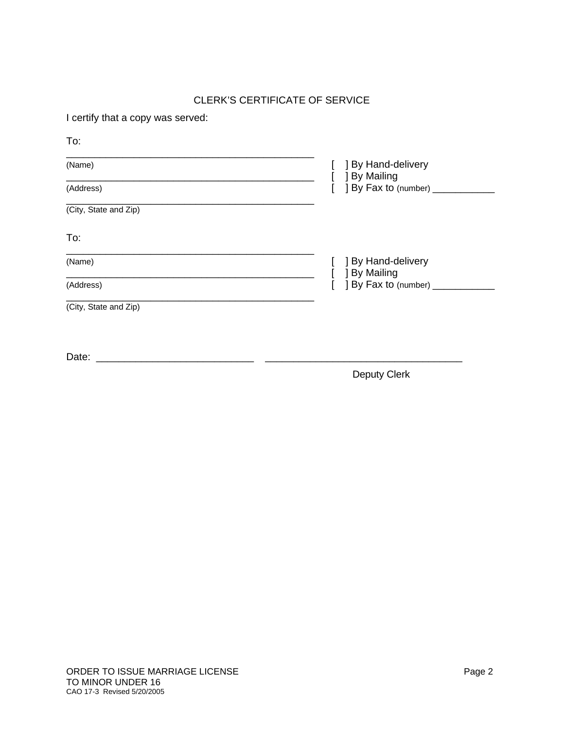## CLERK'S CERTIFICATE OF SERVICE

I certify that a copy was served:

To:

______________________________________________
(Name)

______________________________________________
(Address)

______________________________________________
(City, State and Zip)

[ ] By Hand-delivery
[ ] By Mailing
[ ] By Fax to (number) ___________

To:

______________________________________________
(Name)

______________________________________________
(Address)

______________________________________________
(City, State and Zip)

[ ] By Hand-delivery
[ ] By Mailing
[ ] By Fax to (number) ___________

Date: ___________________________ ___________________________________
Deputy Clerk

ORDER TO ISSUE MARRIAGE LICENSE
TO MINOR UNDER 16
CAO 17-3 Revised 5/20/2005